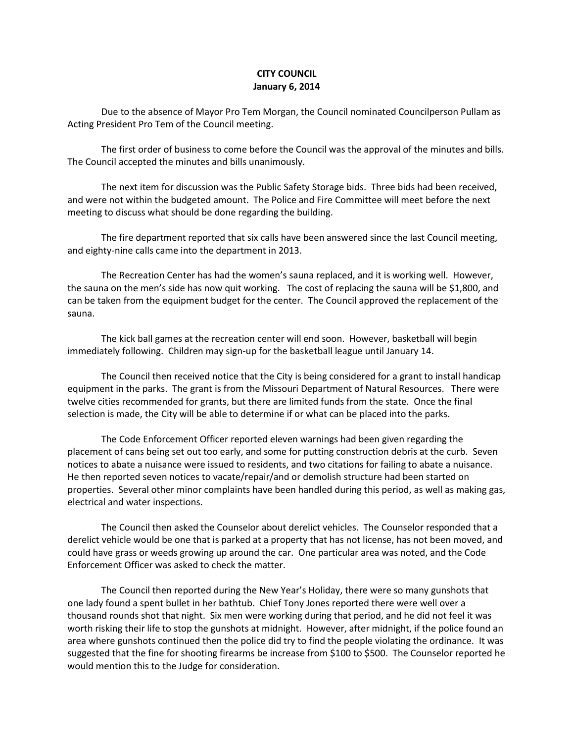**CITY COUNCIL**
**January 6, 2014**

Due to the absence of Mayor Pro Tem Morgan, the Council nominated Councilperson Pullam as Acting President Pro Tem of the Council meeting.

The first order of business to come before the Council was the approval of the minutes and bills. The Council accepted the minutes and bills unanimously.

The next item for discussion was the Public Safety Storage bids. Three bids had been received, and were not within the budgeted amount. The Police and Fire Committee will meet before the next meeting to discuss what should be done regarding the building.

The fire department reported that six calls have been answered since the last Council meeting, and eighty-nine calls came into the department in 2013.

The Recreation Center has had the women's sauna replaced, and it is working well. However, the sauna on the men's side has now quit working. The cost of replacing the sauna will be $1,800, and can be taken from the equipment budget for the center. The Council approved the replacement of the sauna.

The kick ball games at the recreation center will end soon. However, basketball will begin immediately following. Children may sign-up for the basketball league until January 14.

The Council then received notice that the City is being considered for a grant to install handicap equipment in the parks. The grant is from the Missouri Department of Natural Resources. There were twelve cities recommended for grants, but there are limited funds from the state. Once the final selection is made, the City will be able to determine if or what can be placed into the parks.

The Code Enforcement Officer reported eleven warnings had been given regarding the placement of cans being set out too early, and some for putting construction debris at the curb. Seven notices to abate a nuisance were issued to residents, and two citations for failing to abate a nuisance. He then reported seven notices to vacate/repair/and or demolish structure had been started on properties. Several other minor complaints have been handled during this period, as well as making gas, electrical and water inspections.

The Council then asked the Counselor about derelict vehicles. The Counselor responded that a derelict vehicle would be one that is parked at a property that has not license, has not been moved, and could have grass or weeds growing up around the car. One particular area was noted, and the Code Enforcement Officer was asked to check the matter.

The Council then reported during the New Year's Holiday, there were so many gunshots that one lady found a spent bullet in her bathtub. Chief Tony Jones reported there were well over a thousand rounds shot that night. Six men were working during that period, and he did not feel it was worth risking their life to stop the gunshots at midnight. However, after midnight, if the police found an area where gunshots continued then the police did try to find the people violating the ordinance. It was suggested that the fine for shooting firearms be increase from $100 to $500. The Counselor reported he would mention this to the Judge for consideration.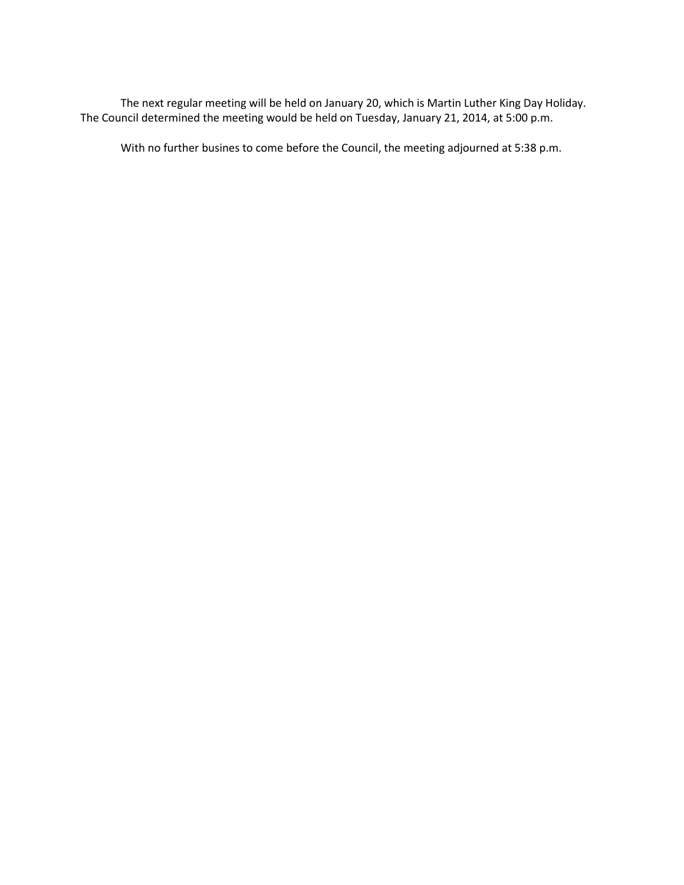The next regular meeting will be held on January 20, which is Martin Luther King Day Holiday. The Council determined the meeting would be held on Tuesday, January 21, 2014, at 5:00 p.m.

With no further busines to come before the Council, the meeting adjourned at 5:38 p.m.